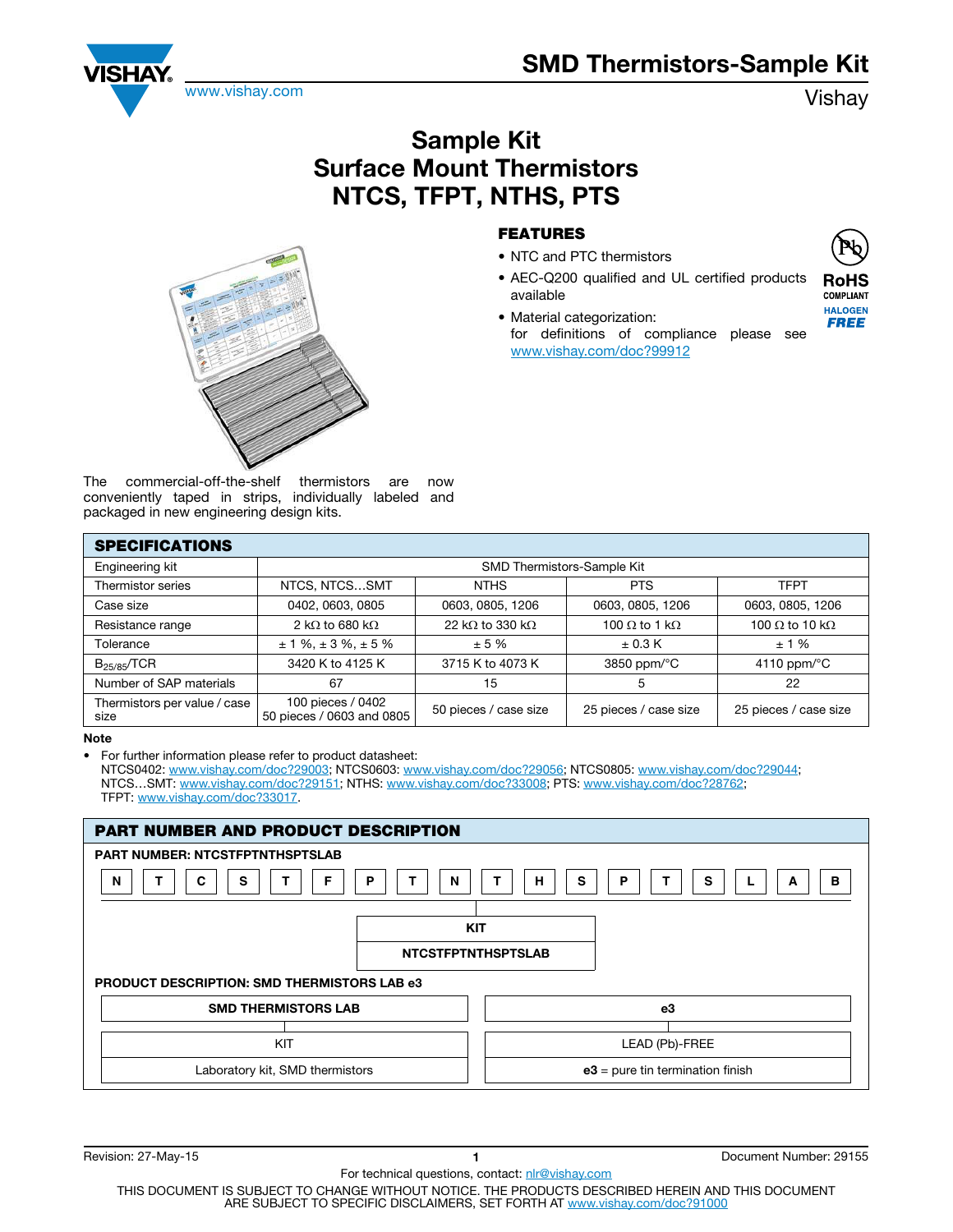# SMD Thermistors-Sample Kit

Vishay

www.vishay.com

# Sample Kit Surface Mount Thermistors NTCS, TFPT, NTHS, PTS

## FEATURES

- NTC and PTC thermistors
- AEC-Q200 qualified and UL certified products available
- Material categorization: for definitions of compliance please see www.vishay.com/doc?99912

RoHS COMPLIANT

HALOGEN FREE

The commercial-off-the-shelf thermistors are now conveniently taped in strips, individually labeled and packaged in new engineering design kits.

## SPECIFICATIONS

| | | | | |
|---|---|---|---|---|
| Engineering kit | SMD Thermistors-Sample Kit | | | |
| Thermistor series | NTCS, NTCS...SMT | NTHS | PTS | TFPT |
| Case size | 0402, 0603, 0805 | 0603, 0805, 1206 | 0603, 0805, 1206 | 0603, 0805, 1206 |
| Resistance range | 2 kΩ to 680 kΩ | 22 kΩ to 330 kΩ | 100 Ω to 1 kΩ | 100 Ω to 10 kΩ |
| Tolerance | ± 1 %, ± 3 %, ± 5 % | ± 5 % | ± 0.3 K | ± 1 % |
| $B_{25/85}$/TCR | 3420 K to 4125 K | 3715 K to 4073 K | 3850 ppm/°C | 4110 ppm/°C |
| Number of SAP materials | 67 | 15 | 5 | 22 |
| Thermistors per value / case size | 100 pieces / 0402<br>50 pieces / 0603 and 0805 | 50 pieces / case size | 25 pieces / case size | 25 pieces / case size |

**Note**

- For further information please refer to product datasheet:
  NTCS0402: www.vishay.com/doc?29003; NTCS0603: www.vishay.com/doc?29056; NTCS0805: www.vishay.com/doc?29044; NTCS...SMT: www.vishay.com/doc?29151; NTHS: www.vishay.com/doc?33008; PTS: www.vishay.com/doc?28762; TFPT: www.vishay.com/doc?33017.

## PART NUMBER AND PRODUCT DESCRIPTION

**PART NUMBER: NTCSTFPTNTHSPTSLAB**

| N | T | C | S | T | F | P | T | N | T | H | S | P | T | S | L | A | B |
|---|---|---|---|---|---|---|---|---|---|---|---|---|---|---|---|---|---|

| KIT |
|---|
| NTCSTFPTNTHSPTSLAB |

**PRODUCT DESCRIPTION: SMD THERMISTORS LAB e3**

| SMD THERMISTORS LAB | e3 |
|---|---|
| KIT | LEAD (Pb)-FREE |
| Laboratory kit, SMD thermistors | **e3** = pure tin termination finish |

For technical questions, contact: nlr@vishay.com

THIS DOCUMENT IS SUBJECT TO CHANGE WITHOUT NOTICE. THE PRODUCTS DESCRIBED HEREIN AND THIS DOCUMENT ARE SUBJECT TO SPECIFIC DISCLAIMERS, SET FORTH AT www.vishay.com/doc?91000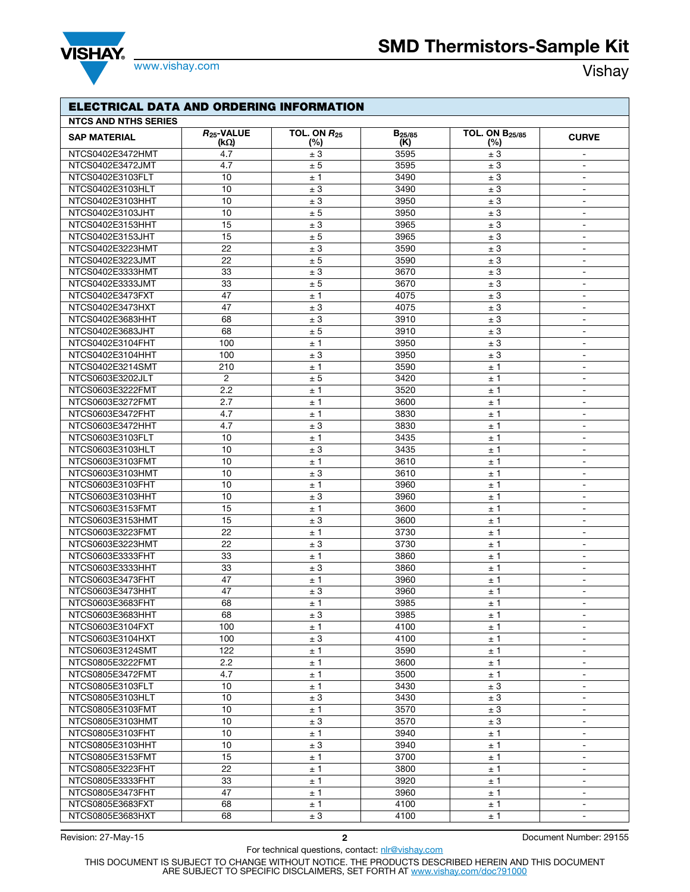## ELECTRICAL DATA AND ORDERING INFORMATION

### NTCS AND NTHS SERIES

| SAP MATERIAL | $R_{25}$-VALUE (kΩ) | TOL. ON $R_{25}$ (%) | $B_{25/85}$ (K) | TOL. ON $B_{25/85}$ (%) | CURVE |
|---|---|---|---|---|---|
| NTCS0402E3472HMT | 4.7 | ± 3 | 3595 | ± 3 | - |
| NTCS0402E3472JMT | 4.7 | ± 5 | 3595 | ± 3 | - |
| NTCS0402E3103FLT | 10 | ± 1 | 3490 | ± 3 | - |
| NTCS0402E3103HLT | 10 | ± 3 | 3490 | ± 3 | - |
| NTCS0402E3103HHT | 10 | ± 3 | 3950 | ± 3 | - |
| NTCS0402E3103JHT | 10 | ± 5 | 3950 | ± 3 | - |
| NTCS0402E3153HHT | 15 | ± 3 | 3965 | ± 3 | - |
| NTCS0402E3153JHT | 15 | ± 5 | 3965 | ± 3 | - |
| NTCS0402E3223HMT | 22 | ± 3 | 3590 | ± 3 | - |
| NTCS0402E3223JMT | 22 | ± 5 | 3590 | ± 3 | - |
| NTCS0402E3333HMT | 33 | ± 3 | 3670 | ± 3 | - |
| NTCS0402E3333JMT | 33 | ± 5 | 3670 | ± 3 | - |
| NTCS0402E3473FXT | 47 | ± 1 | 4075 | ± 3 | - |
| NTCS0402E3473HXT | 47 | ± 3 | 4075 | ± 3 | - |
| NTCS0402E3683HHT | 68 | ± 3 | 3910 | ± 3 | - |
| NTCS0402E3683JHT | 68 | ± 5 | 3910 | ± 3 | - |
| NTCS0402E3104FHT | 100 | ± 1 | 3950 | ± 3 | - |
| NTCS0402E3104HHT | 100 | ± 3 | 3950 | ± 3 | - |
| NTCS0402E3214SMT | 210 | ± 1 | 3590 | ± 1 | - |
| NTCS0603E3202JLT | 2 | ± 5 | 3420 | ± 1 | - |
| NTCS0603E3222FMT | 2.2 | ± 1 | 3520 | ± 1 | - |
| NTCS0603E3272FMT | 2.7 | ± 1 | 3600 | ± 1 | - |
| NTCS0603E3472FHT | 4.7 | ± 1 | 3830 | ± 1 | - |
| NTCS0603E3472HHT | 4.7 | ± 3 | 3830 | ± 1 | - |
| NTCS0603E3103FLT | 10 | ± 1 | 3435 | ± 1 | - |
| NTCS0603E3103HLT | 10 | ± 3 | 3435 | ± 1 | - |
| NTCS0603E3103FMT | 10 | ± 1 | 3610 | ± 1 | - |
| NTCS0603E3103HMT | 10 | ± 3 | 3610 | ± 1 | - |
| NTCS0603E3103FHT | 10 | ± 1 | 3960 | ± 1 | - |
| NTCS0603E3103HHT | 10 | ± 3 | 3960 | ± 1 | - |
| NTCS0603E3153FMT | 15 | ± 1 | 3600 | ± 1 | - |
| NTCS0603E3153HMT | 15 | ± 3 | 3600 | ± 1 | - |
| NTCS0603E3223FMT | 22 | ± 1 | 3730 | ± 1 | - |
| NTCS0603E3223HMT | 22 | ± 3 | 3730 | ± 1 | - |
| NTCS0603E3333FHT | 33 | ± 1 | 3860 | ± 1 | - |
| NTCS0603E3333HHT | 33 | ± 3 | 3860 | ± 1 | - |
| NTCS0603E3473FHT | 47 | ± 1 | 3960 | ± 1 | - |
| NTCS0603E3473HHT | 47 | ± 3 | 3960 | ± 1 | - |
| NTCS0603E3683FHT | 68 | ± 1 | 3985 | ± 1 | - |
| NTCS0603E3683HHT | 68 | ± 3 | 3985 | ± 1 | - |
| NTCS0603E3104FXT | 100 | ± 1 | 4100 | ± 1 | - |
| NTCS0603E3104HXT | 100 | ± 3 | 4100 | ± 1 | - |
| NTCS0603E3124SMT | 122 | ± 1 | 3590 | ± 1 | - |
| NTCS0805E3222FMT | 2.2 | ± 1 | 3600 | ± 1 | - |
| NTCS0805E3472FMT | 4.7 | ± 1 | 3500 | ± 1 | - |
| NTCS0805E3103FLT | 10 | ± 1 | 3430 | ± 3 | - |
| NTCS0805E3103HLT | 10 | ± 3 | 3430 | ± 3 | - |
| NTCS0805E3103FMT | 10 | ± 1 | 3570 | ± 3 | - |
| NTCS0805E3103HMT | 10 | ± 3 | 3570 | ± 3 | - |
| NTCS0805E3103FHT | 10 | ± 1 | 3940 | ± 1 | - |
| NTCS0805E3103HHT | 10 | ± 3 | 3940 | ± 1 | - |
| NTCS0805E3153FMT | 15 | ± 1 | 3700 | ± 1 | - |
| NTCS0805E3223FHT | 22 | ± 1 | 3800 | ± 1 | - |
| NTCS0805E3333FHT | 33 | ± 1 | 3920 | ± 1 | - |
| NTCS0805E3473FHT | 47 | ± 1 | 3960 | ± 1 | - |
| NTCS0805E3683FXT | 68 | ± 1 | 4100 | ± 1 | - |
| NTCS0805E3683HXT | 68 | ± 3 | 4100 | ± 1 | - |

For technical questions, contact: nlr@vishay.com

THIS DOCUMENT IS SUBJECT TO CHANGE WITHOUT NOTICE. THE PRODUCTS DESCRIBED HEREIN AND THIS DOCUMENT ARE SUBJECT TO SPECIFIC DISCLAIMERS, SET FORTH AT www.vishay.com/doc?91000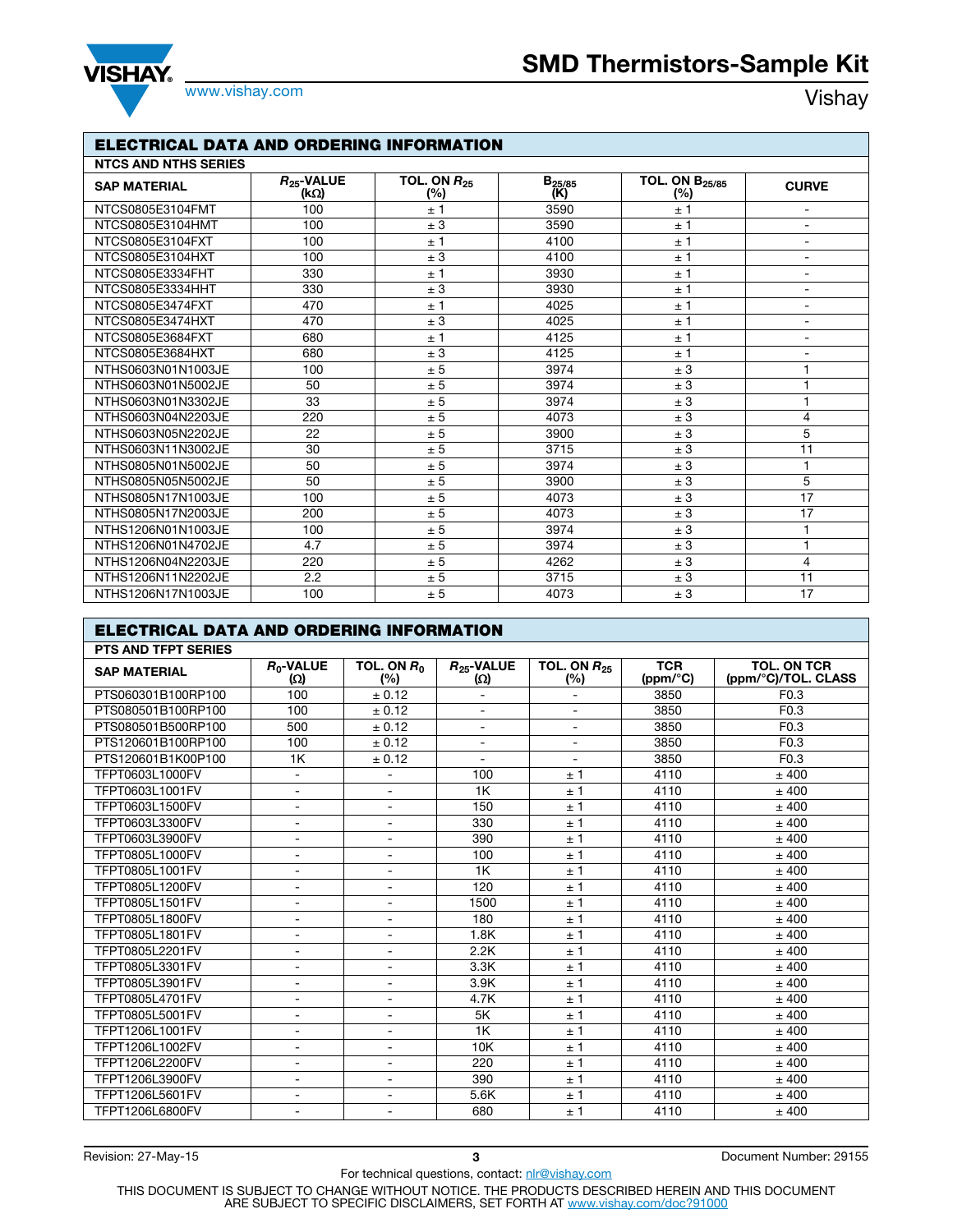## ELECTRICAL DATA AND ORDERING INFORMATION

**NTCS AND NTHS SERIES**

| SAP MATERIAL | $R_{25}$-VALUE (kΩ) | TOL. ON $R_{25}$ (%) | $B_{25/85}$ (K) | TOL. ON $B_{25/85}$ (%) | CURVE |
|---|---|---|---|---|---|
| NTCS0805E3104FMT | 100 | ± 1 | 3590 | ± 1 | - |
| NTCS0805E3104HMT | 100 | ± 3 | 3590 | ± 1 | - |
| NTCS0805E3104FXT | 100 | ± 1 | 4100 | ± 1 | - |
| NTCS0805E3104HXT | 100 | ± 3 | 4100 | ± 1 | - |
| NTCS0805E3334FHT | 330 | ± 1 | 3930 | ± 1 | - |
| NTCS0805E3334HHT | 330 | ± 3 | 3930 | ± 1 | - |
| NTCS0805E3474FXT | 470 | ± 1 | 4025 | ± 1 | - |
| NTCS0805E3474HXT | 470 | ± 3 | 4025 | ± 1 | - |
| NTCS0805E3684FXT | 680 | ± 1 | 4125 | ± 1 | - |
| NTCS0805E3684HXT | 680 | ± 3 | 4125 | ± 1 | - |
| NTHS0603N01N1003JE | 100 | ± 5 | 3974 | ± 3 | 1 |
| NTHS0603N01N5002JE | 50 | ± 5 | 3974 | ± 3 | 1 |
| NTHS0603N01N3302JE | 33 | ± 5 | 3974 | ± 3 | 1 |
| NTHS0603N04N2203JE | 220 | ± 5 | 4073 | ± 3 | 4 |
| NTHS0603N05N2202JE | 22 | ± 5 | 3900 | ± 3 | 5 |
| NTHS0603N11N3002JE | 30 | ± 5 | 3715 | ± 3 | 11 |
| NTHS0805N01N5002JE | 50 | ± 5 | 3974 | ± 3 | 1 |
| NTHS0805N05N5002JE | 50 | ± 5 | 3900 | ± 3 | 5 |
| NTHS0805N17N1003JE | 100 | ± 5 | 4073 | ± 3 | 17 |
| NTHS0805N17N2003JE | 200 | ± 5 | 4073 | ± 3 | 17 |
| NTHS1206N01N1003JE | 100 | ± 5 | 3974 | ± 3 | 1 |
| NTHS1206N01N4702JE | 4.7 | ± 5 | 3974 | ± 3 | 1 |
| NTHS1206N04N2203JE | 220 | ± 5 | 4262 | ± 3 | 4 |
| NTHS1206N11N2202JE | 2.2 | ± 5 | 3715 | ± 3 | 11 |
| NTHS1206N17N1003JE | 100 | ± 5 | 4073 | ± 3 | 17 |

## ELECTRICAL DATA AND ORDERING INFORMATION

**PTS AND TFPT SERIES**

| SAP MATERIAL | $R_0$-VALUE (Ω) | TOL. ON $R_0$ (%) | $R_{25}$-VALUE (Ω) | TOL. ON $R_{25}$ (%) | TCR (ppm/°C) | TOL. ON TCR (ppm/°C)/TOL. CLASS |
|---|---|---|---|---|---|---|
| PTS060301B100RP100 | 100 | ± 0.12 | - | - | 3850 | F0.3 |
| PTS080501B100RP100 | 100 | ± 0.12 | - | - | 3850 | F0.3 |
| PTS080501B500RP100 | 500 | ± 0.12 | - | - | 3850 | F0.3 |
| PTS120601B100RP100 | 100 | ± 0.12 | - | - | 3850 | F0.3 |
| PTS120601B1K00P100 | 1K | ± 0.12 | - | - | 3850 | F0.3 |
| TFPT0603L1000FV | - | - | 100 | ± 1 | 4110 | ± 400 |
| TFPT0603L1001FV | - | - | 1K | ± 1 | 4110 | ± 400 |
| TFPT0603L1500FV | - | - | 150 | ± 1 | 4110 | ± 400 |
| TFPT0603L3300FV | - | - | 330 | ± 1 | 4110 | ± 400 |
| TFPT0603L3900FV | - | - | 390 | ± 1 | 4110 | ± 400 |
| TFPT0805L1000FV | - | - | 100 | ± 1 | 4110 | ± 400 |
| TFPT0805L1001FV | - | - | 1K | ± 1 | 4110 | ± 400 |
| TFPT0805L1200FV | - | - | 120 | ± 1 | 4110 | ± 400 |
| TFPT0805L1501FV | - | - | 1500 | ± 1 | 4110 | ± 400 |
| TFPT0805L1800FV | - | - | 180 | ± 1 | 4110 | ± 400 |
| TFPT0805L1801FV | - | - | 1.8K | ± 1 | 4110 | ± 400 |
| TFPT0805L2201FV | - | - | 2.2K | ± 1 | 4110 | ± 400 |
| TFPT0805L3301FV | - | - | 3.3K | ± 1 | 4110 | ± 400 |
| TFPT0805L3901FV | - | - | 3.9K | ± 1 | 4110 | ± 400 |
| TFPT0805L4701FV | - | - | 4.7K | ± 1 | 4110 | ± 400 |
| TFPT0805L5001FV | - | - | 5K | ± 1 | 4110 | ± 400 |
| TFPT1206L1001FV | - | - | 1K | ± 1 | 4110 | ± 400 |
| TFPT1206L1002FV | - | - | 10K | ± 1 | 4110 | ± 400 |
| TFPT1206L2200FV | - | - | 220 | ± 1 | 4110 | ± 400 |
| TFPT1206L3900FV | - | - | 390 | ± 1 | 4110 | ± 400 |
| TFPT1206L5601FV | - | - | 5.6K | ± 1 | 4110 | ± 400 |
| TFPT1206L6800FV | - | - | 680 | ± 1 | 4110 | ± 400 |